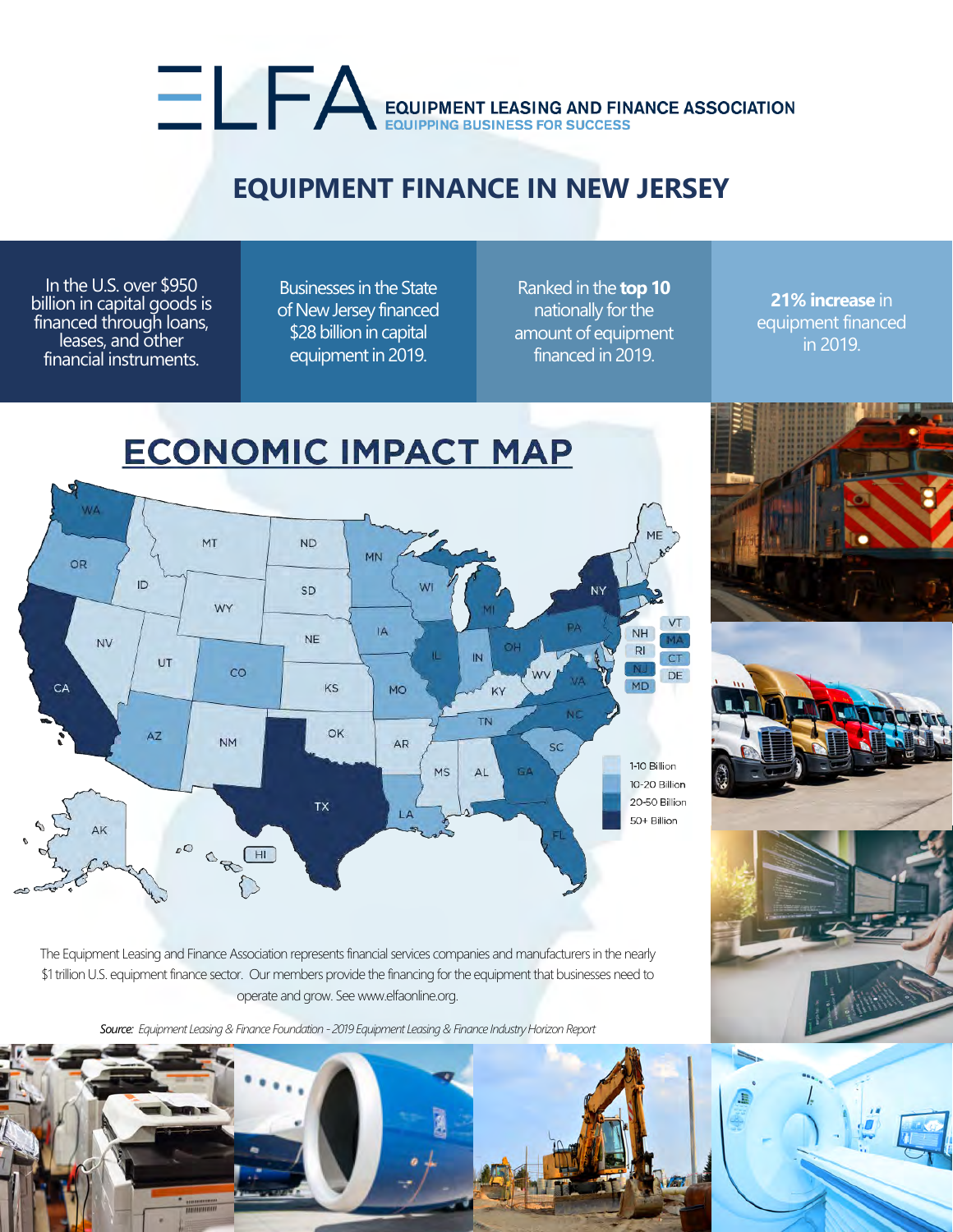# ELFA EQUIPMENT LEASING AND FINANCE ASSOCIATION

EQUIPPING BUSINESS FOR SUCCESS

## EQUIPMENT FINANCE IN NEW JERSEY

In the U.S. over $950 billion in capital goods is financed through loans, leases, and other financial instruments.

Businesses in the State of New Jersey financed $28 billion in capital equipment in 2019.

Ranked in the **top 10** nationally for the amount of equipment financed in 2019.

**21% increase** in equipment financed in 2019.

## ECONOMIC IMPACT MAP

1-10 Billion
10-20 Billion
20-50 Billion
50+ Billion

The Equipment Leasing and Finance Association represents financial services companies and manufacturers in the nearly $1 trillion U.S. equipment finance sector. Our members provide the financing for the equipment that businesses need to operate and grow. See www.elfaonline.org.

*Source: Equipment Leasing & Finance Foundation - 2019 Equipment Leasing & Finance Industry Horizon Report*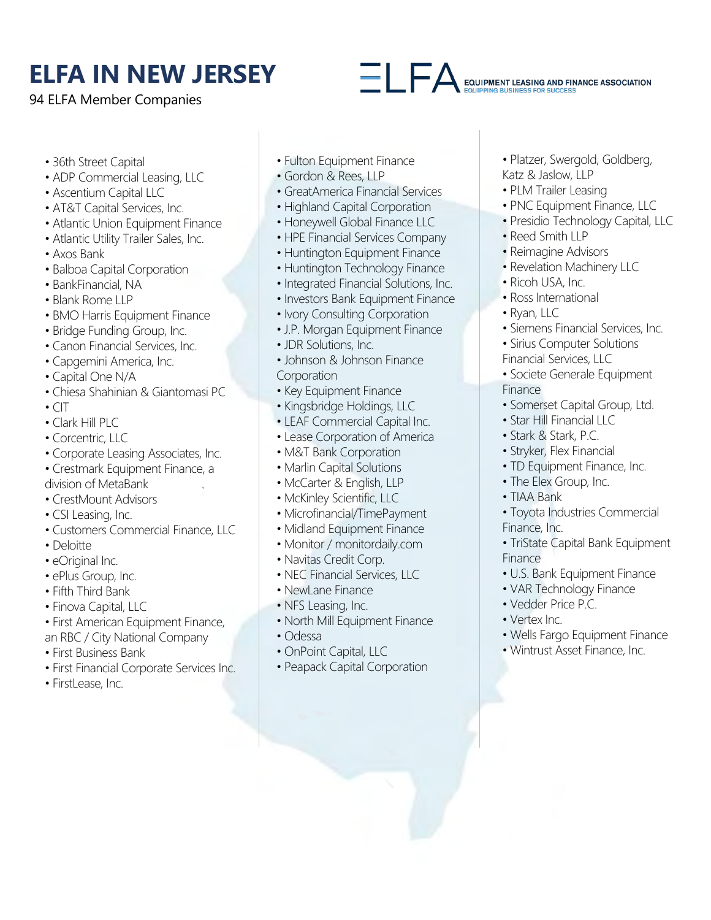# ELFA IN NEW JERSEY

94 ELFA Member Companies

ELFA EQUIPMENT LEASING AND FINANCE ASSOCIATION
EQUIPPING BUSINESS FOR SUCCESS

- 36th Street Capital
- ADP Commercial Leasing, LLC
- Ascentium Capital LLC
- AT&T Capital Services, Inc.
- Atlantic Union Equipment Finance
- Atlantic Utility Trailer Sales, Inc.
- Axos Bank
- Balboa Capital Corporation
- BankFinancial, NA
- Blank Rome LLP
- BMO Harris Equipment Finance
- Bridge Funding Group, Inc.
- Canon Financial Services, Inc.
- Capgemini America, Inc.
- Capital One N/A
- Chiesa Shahinian & Giantomasi PC
- CIT
- Clark Hill PLC
- Corcentric, LLC
- Corporate Leasing Associates, Inc.
- Crestmark Equipment Finance, a division of MetaBank
- CrestMount Advisors
- CSI Leasing, Inc.
- Customers Commercial Finance, LLC
- Deloitte
- eOriginal Inc.
- ePlus Group, Inc.
- Fifth Third Bank
- Finova Capital, LLC
- First American Equipment Finance, an RBC / City National Company
- First Business Bank
- First Financial Corporate Services Inc.
- FirstLease, Inc.
- Fulton Equipment Finance
- Gordon & Rees, LLP
- GreatAmerica Financial Services
- Highland Capital Corporation
- Honeywell Global Finance LLC
- HPE Financial Services Company
- Huntington Equipment Finance
- Huntington Technology Finance
- Integrated Financial Solutions, Inc.
- Investors Bank Equipment Finance
- Ivory Consulting Corporation
- J.P. Morgan Equipment Finance
- JDR Solutions, Inc.
- Johnson & Johnson Finance Corporation
- Key Equipment Finance
- Kingsbridge Holdings, LLC
- LEAF Commercial Capital Inc.
- Lease Corporation of America
- M&T Bank Corporation
- Marlin Capital Solutions
- McCarter & English, LLP
- McKinley Scientific, LLC
- Microfinancial/TimePayment
- Midland Equipment Finance
- Monitor / monitordaily.com
- Navitas Credit Corp.
- NEC Financial Services, LLC
- NewLane Finance
- NFS Leasing, Inc.
- North Mill Equipment Finance
- Odessa
- OnPoint Capital, LLC
- Peapack Capital Corporation
- Platzer, Swergold, Goldberg, Katz & Jaslow, LLP
- PLM Trailer Leasing
- PNC Equipment Finance, LLC
- Presidio Technology Capital, LLC
- Reed Smith LLP
- Reimagine Advisors
- Revelation Machinery LLC
- Ricoh USA, Inc.
- Ross International
- Ryan, LLC
- Siemens Financial Services, Inc.
- Sirius Computer Solutions Financial Services, LLC
- Societe Generale Equipment Finance
- Somerset Capital Group, Ltd.
- Star Hill Financial LLC
- Stark & Stark, P.C.
- Stryker, Flex Financial
- TD Equipment Finance, Inc.
- The Elex Group, Inc.
- TIAA Bank
- Toyota Industries Commercial Finance, Inc.
- TriState Capital Bank Equipment Finance
- U.S. Bank Equipment Finance
- VAR Technology Finance
- Vedder Price P.C.
- Vertex Inc.
- Wells Fargo Equipment Finance
- Wintrust Asset Finance, Inc.